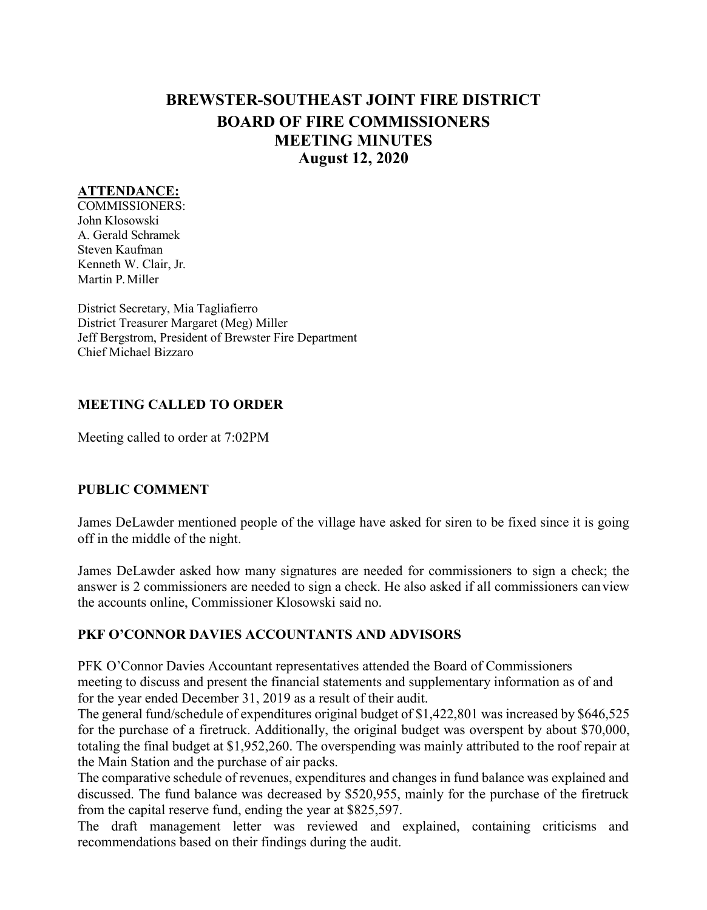# BREWSTER-SOUTHEAST JOINT FIRE DISTRICT
# BOARD OF FIRE COMMISSIONERS
# MEETING MINUTES
# August 12, 2020

**ATTENDANCE:**

COMMISSIONERS:
John Klosowski
A. Gerald Schramek
Steven Kaufman
Kenneth W. Clair, Jr.
Martin P. Miller

District Secretary, Mia Tagliafierro
District Treasurer Margaret (Meg) Miller
Jeff Bergstrom, President of Brewster Fire Department
Chief Michael Bizzaro

### MEETING CALLED TO ORDER

Meeting called to order at 7:02PM

### PUBLIC COMMENT

James DeLawder mentioned people of the village have asked for siren to be fixed since it is going off in the middle of the night.

James DeLawder asked how many signatures are needed for commissioners to sign a check; the answer is 2 commissioners are needed to sign a check. He also asked if all commissioners can view the accounts online, Commissioner Klosowski said no.

### PKF O'CONNOR DAVIES ACCOUNTANTS AND ADVISORS

PFK O'Connor Davies Accountant representatives attended the Board of Commissioners meeting to discuss and present the financial statements and supplementary information as of and for the year ended December 31, 2019 as a result of their audit.

The general fund/schedule of expenditures original budget of $1,422,801 was increased by $646,525 for the purchase of a firetruck. Additionally, the original budget was overspent by about $70,000, totaling the final budget at $1,952,260. The overspending was mainly attributed to the roof repair at the Main Station and the purchase of air packs.

The comparative schedule of revenues, expenditures and changes in fund balance was explained and discussed. The fund balance was decreased by $520,955, mainly for the purchase of the firetruck from the capital reserve fund, ending the year at $825,597.

The draft management letter was reviewed and explained, containing criticisms and recommendations based on their findings during the audit.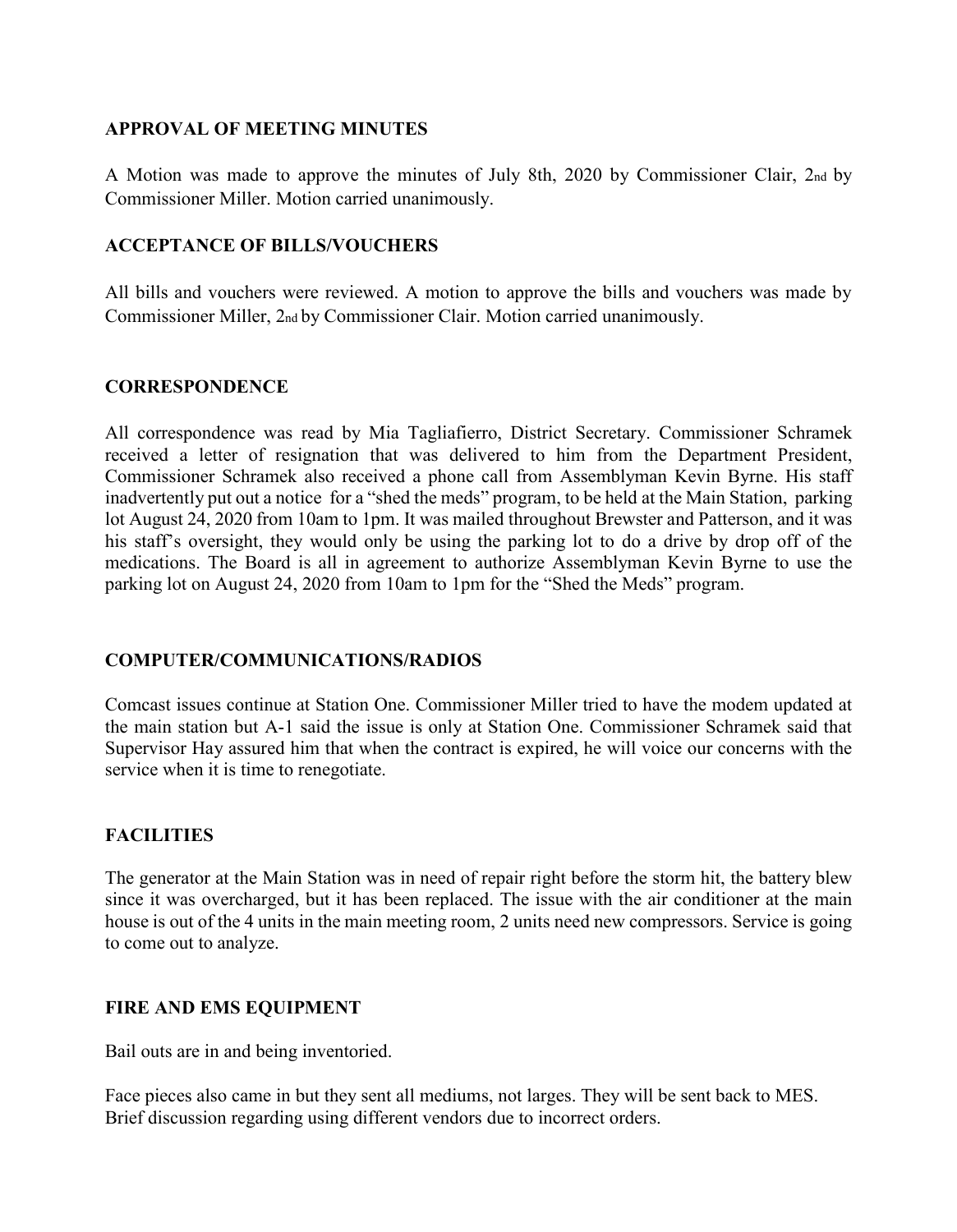## APPROVAL OF MEETING MINUTES

A Motion was made to approve the minutes of July 8th, 2020 by Commissioner Clair, 2nd by Commissioner Miller. Motion carried unanimously.

## ACCEPTANCE OF BILLS/VOUCHERS

All bills and vouchers were reviewed. A motion to approve the bills and vouchers was made by Commissioner Miller, 2nd by Commissioner Clair. Motion carried unanimously.

## CORRESPONDENCE

All correspondence was read by Mia Tagliafierro, District Secretary. Commissioner Schramek received a letter of resignation that was delivered to him from the Department President, Commissioner Schramek also received a phone call from Assemblyman Kevin Byrne. His staff inadvertently put out a notice for a "shed the meds" program, to be held at the Main Station, parking lot August 24, 2020 from 10am to 1pm. It was mailed throughout Brewster and Patterson, and it was his staff's oversight, they would only be using the parking lot to do a drive by drop off of the medications. The Board is all in agreement to authorize Assemblyman Kevin Byrne to use the parking lot on August 24, 2020 from 10am to 1pm for the "Shed the Meds" program.

## COMPUTER/COMMUNICATIONS/RADIOS

Comcast issues continue at Station One. Commissioner Miller tried to have the modem updated at the main station but A-1 said the issue is only at Station One. Commissioner Schramek said that Supervisor Hay assured him that when the contract is expired, he will voice our concerns with the service when it is time to renegotiate.

## FACILITIES

The generator at the Main Station was in need of repair right before the storm hit, the battery blew since it was overcharged, but it has been replaced. The issue with the air conditioner at the main house is out of the 4 units in the main meeting room, 2 units need new compressors. Service is going to come out to analyze.

## FIRE AND EMS EQUIPMENT

Bail outs are in and being inventoried.

Face pieces also came in but they sent all mediums, not larges. They will be sent back to MES. Brief discussion regarding using different vendors due to incorrect orders.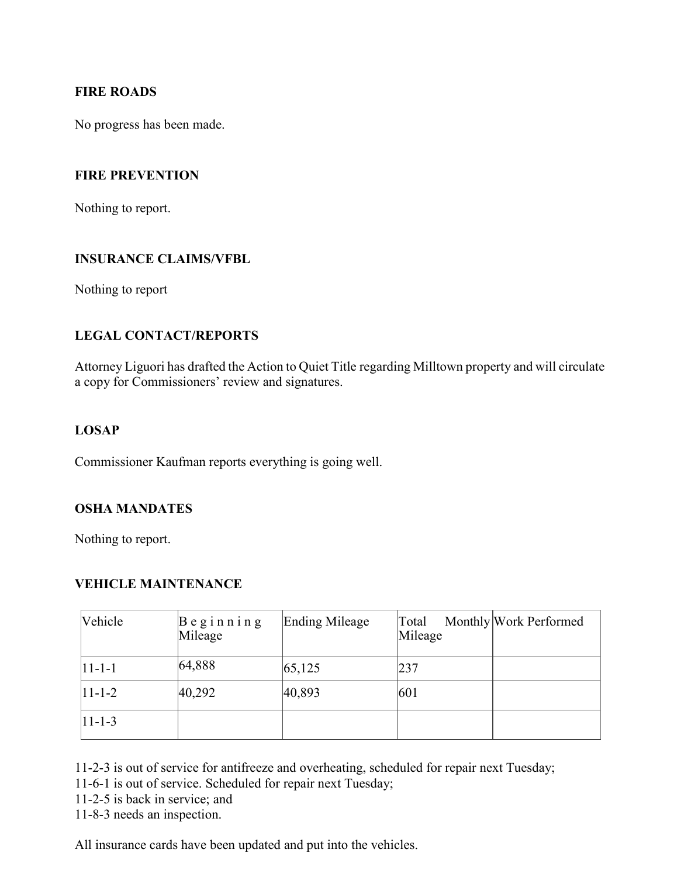**FIRE ROADS**

No progress has been made.

**FIRE PREVENTION**

Nothing to report.

**INSURANCE CLAIMS/VFBL**

Nothing to report

**LEGAL CONTACT/REPORTS**

Attorney Liguori has drafted the Action to Quiet Title regarding Milltown property and will circulate a copy for Commissioners' review and signatures.

**LOSAP**

Commissioner Kaufman reports everything is going well.

**OSHA MANDATES**

Nothing to report.

**VEHICLE MAINTENANCE**

| Vehicle | Beginning Mileage | Ending Mileage | Total Monthly Mileage | Work Performed |
|---|---|---|---|---|
| 11-1-1 | 64,888 | 65,125 | 237 | |
| 11-1-2 | 40,292 | 40,893 | 601 | |
| 11-1-3 | | | | |

11-2-3 is out of service for antifreeze and overheating, scheduled for repair next Tuesday;
11-6-1 is out of service. Scheduled for repair next Tuesday;
11-2-5 is back in service; and
11-8-3 needs an inspection.

All insurance cards have been updated and put into the vehicles.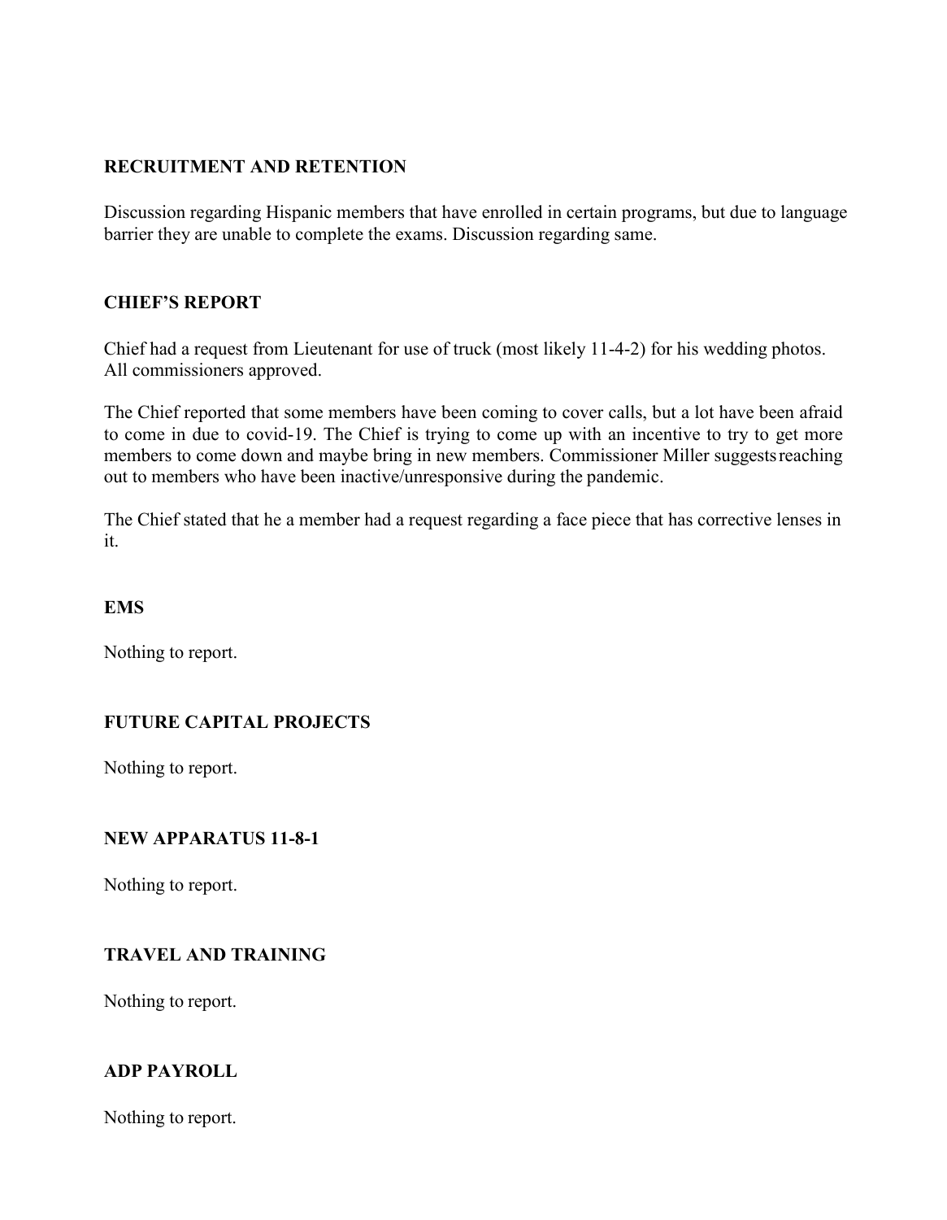**RECRUITMENT AND RETENTION**

Discussion regarding Hispanic members that have enrolled in certain programs, but due to language barrier they are unable to complete the exams. Discussion regarding same.

**CHIEF'S REPORT**

Chief had a request from Lieutenant for use of truck (most likely 11-4-2) for his wedding photos. All commissioners approved.

The Chief reported that some members have been coming to cover calls, but a lot have been afraid to come in due to covid-19. The Chief is trying to come up with an incentive to try to get more members to come down and maybe bring in new members. Commissioner Miller suggests reaching out to members who have been inactive/unresponsive during the pandemic.

The Chief stated that he a member had a request regarding a face piece that has corrective lenses in it.

**EMS**

Nothing to report.

**FUTURE CAPITAL PROJECTS**

Nothing to report.

**NEW APPARATUS 11-8-1**

Nothing to report.

**TRAVEL AND TRAINING**

Nothing to report.

**ADP PAYROLL**

Nothing to report.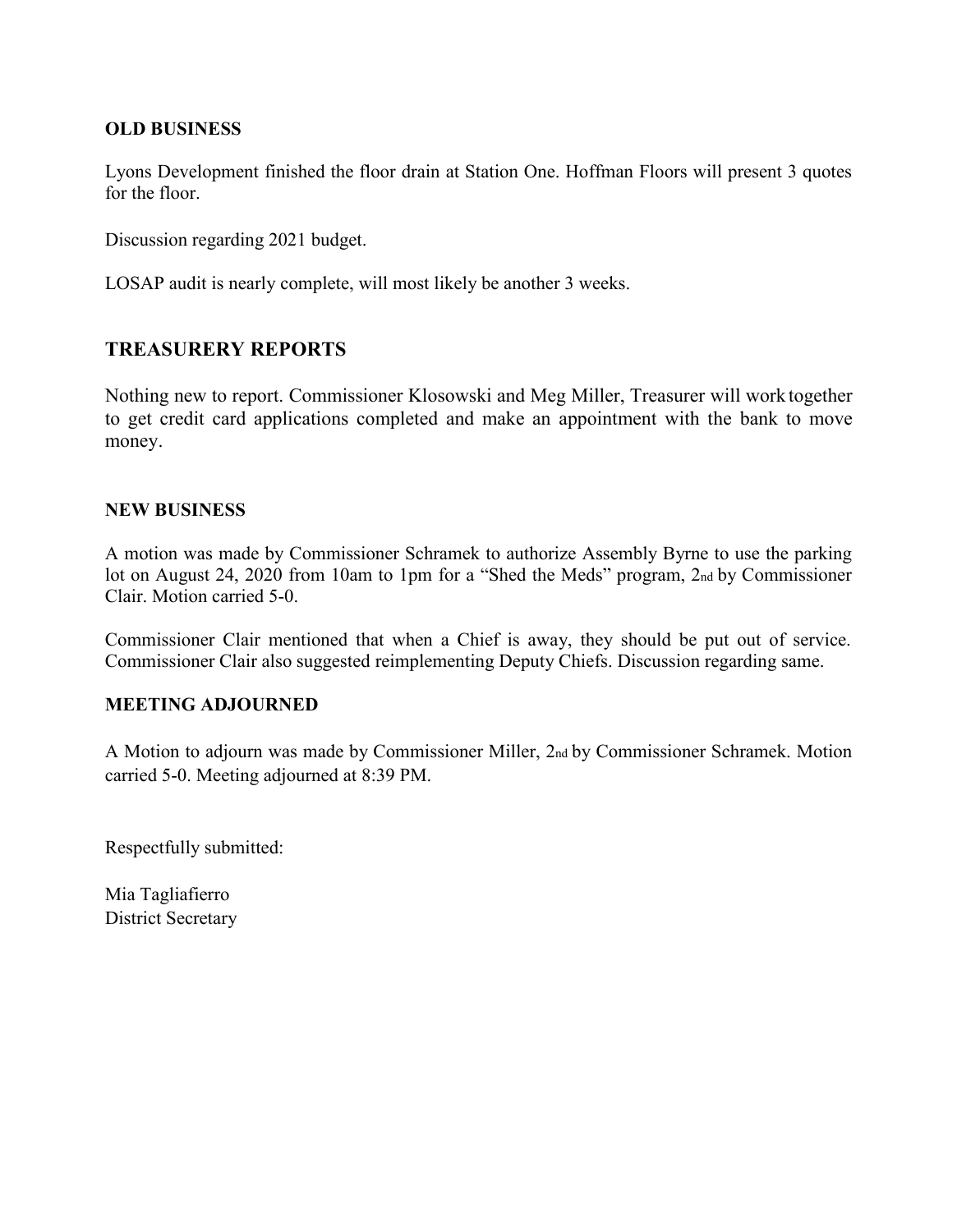**OLD BUSINESS**

Lyons Development finished the floor drain at Station One. Hoffman Floors will present 3 quotes for the floor.

Discussion regarding 2021 budget.

LOSAP audit is nearly complete, will most likely be another 3 weeks.

## TREASURERY REPORTS

Nothing new to report. Commissioner Klosowski and Meg Miller, Treasurer will work together to get credit card applications completed and make an appointment with the bank to move money.

**NEW BUSINESS**

A motion was made by Commissioner Schramek to authorize Assembly Byrne to use the parking lot on August 24, 2020 from 10am to 1pm for a "Shed the Meds" program, 2nd by Commissioner Clair. Motion carried 5-0.

Commissioner Clair mentioned that when a Chief is away, they should be put out of service. Commissioner Clair also suggested reimplementing Deputy Chiefs. Discussion regarding same.

**MEETING ADJOURNED**

A Motion to adjourn was made by Commissioner Miller, 2nd by Commissioner Schramek. Motion carried 5-0. Meeting adjourned at 8:39 PM.

Respectfully submitted:

Mia Tagliafierro
District Secretary